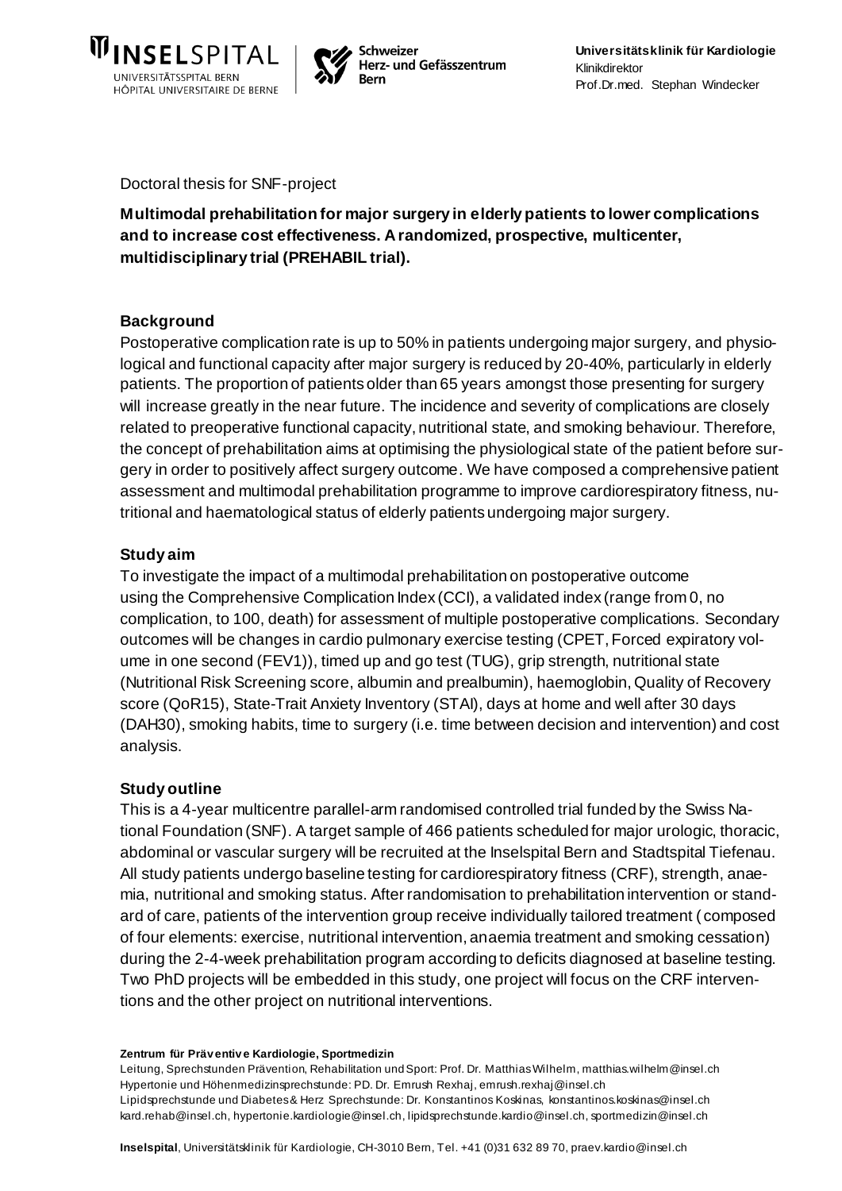Doctoral thesis for SNF-project

**Multimodal prehabilitation for major surgery in elderly patients to lower complications and to increase cost effectiveness. A randomized, prospective, multicenter, multidisciplinary trial (PREHABIL trial).**

## Background

Postoperative complication rate is up to 50% in patients undergoing major surgery, and physiological and functional capacity after major surgery is reduced by 20-40%, particularly in elderly patients. The proportion of patients older than 65 years amongst those presenting for surgery will increase greatly in the near future. The incidence and severity of complications are closely related to preoperative functional capacity, nutritional state, and smoking behaviour. Therefore, the concept of prehabilitation aims at optimising the physiological state of the patient before surgery in order to positively affect surgery outcome. We have composed a comprehensive patient assessment and multimodal prehabilitation programme to improve cardiorespiratory fitness, nutritional and haematological status of elderly patients undergoing major surgery.

## Study aim

To investigate the impact of a multimodal prehabilitation on postoperative outcome using the Comprehensive Complication Index (CCI), a validated index (range from 0, no complication, to 100, death) for assessment of multiple postoperative complications. Secondary outcomes will be changes in cardio pulmonary exercise testing (CPET, Forced expiratory volume in one second (FEV1)), timed up and go test (TUG), grip strength, nutritional state (Nutritional Risk Screening score, albumin and prealbumin), haemoglobin, Quality of Recovery score (QoR15), State-Trait Anxiety Inventory (STAI), days at home and well after 30 days (DAH30), smoking habits, time to surgery (i.e. time between decision and intervention) and cost analysis.

## Study outline

This is a 4-year multicentre parallel-arm randomised controlled trial funded by the Swiss National Foundation (SNF). A target sample of 466 patients scheduled for major urologic, thoracic, abdominal or vascular surgery will be recruited at the Inselspital Bern and Stadtspital Tiefenau. All study patients undergo baseline testing for cardiorespiratory fitness (CRF), strength, anaemia, nutritional and smoking status. After randomisation to prehabilitation intervention or standard of care, patients of the intervention group receive individually tailored treatment (composed of four elements: exercise, nutritional intervention, anaemia treatment and smoking cessation) during the 2-4-week prehabilitation program according to deficits diagnosed at baseline testing. Two PhD projects will be embedded in this study, one project will focus on the CRF interventions and the other project on nutritional interventions.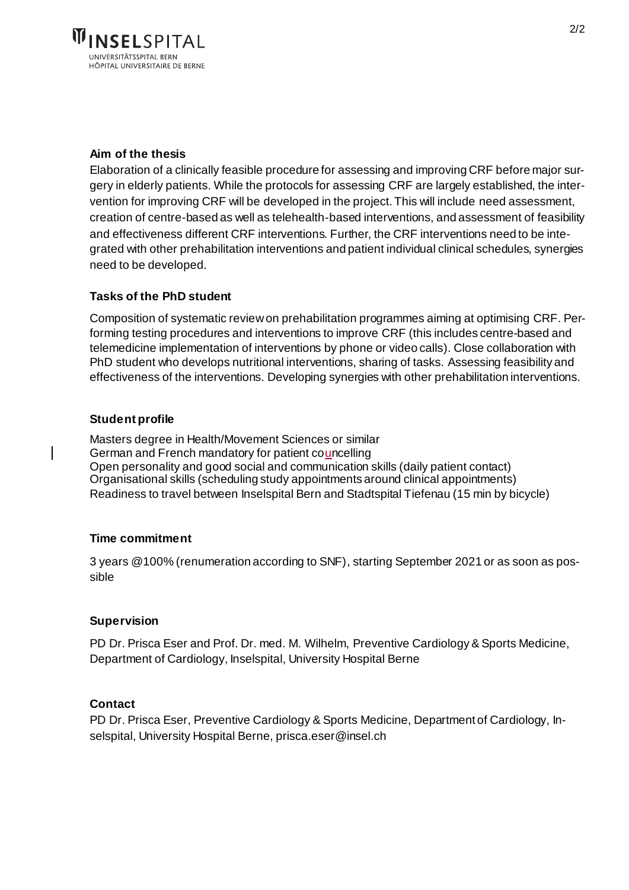### Aim of the thesis

Elaboration of a clinically feasible procedure for assessing and improving CRF before major surgery in elderly patients. While the protocols for assessing CRF are largely established, the intervention for improving CRF will be developed in the project. This will include need assessment, creation of centre-based as well as telehealth-based interventions, and assessment of feasibility and effectiveness different CRF interventions. Further, the CRF interventions need to be integrated with other prehabilitation interventions and patient individual clinical schedules, synergies need to be developed.

### Tasks of the PhD student

Composition of systematic review on prehabilitation programmes aiming at optimising CRF. Performing testing procedures and interventions to improve CRF (this includes centre-based and telemedicine implementation of interventions by phone or video calls). Close collaboration with PhD student who develops nutritional interventions, sharing of tasks. Assessing feasibility and effectiveness of the interventions. Developing synergies with other prehabilitation interventions.

### Student profile

Masters degree in Health/Movement Sciences or similar
German and French mandatory for patient councelling
Open personality and good social and communication skills (daily patient contact)
Organisational skills (scheduling study appointments around clinical appointments)
Readiness to travel between Inselspital Bern and Stadtspital Tiefenau (15 min by bicycle)

### Time commitment

3 years @100% (renumeration according to SNF), starting September 2021 or as soon as possible

### Supervision

PD Dr. Prisca Eser and Prof. Dr. med. M. Wilhelm, Preventive Cardiology & Sports Medicine, Department of Cardiology, Inselspital, University Hospital Berne

### Contact

PD Dr. Prisca Eser, Preventive Cardiology & Sports Medicine, Department of Cardiology, Inselspital, University Hospital Berne, prisca.eser@insel.ch